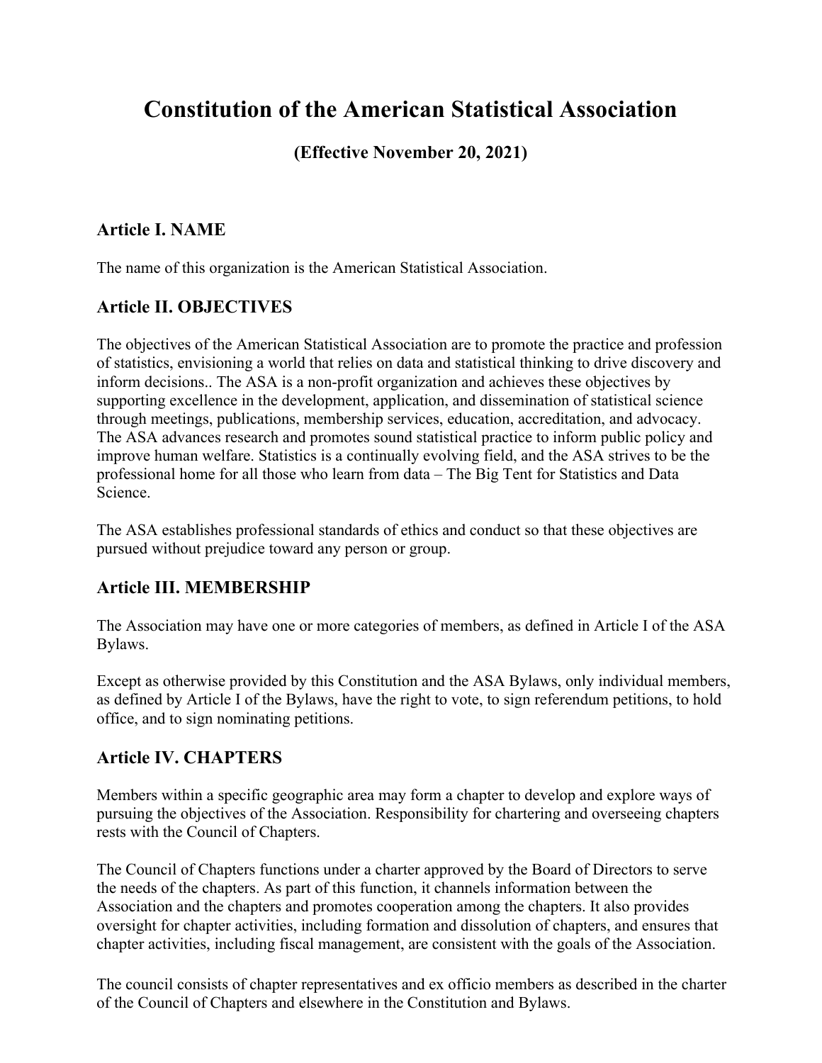# Constitution of the American Statistical Association

**(Effective November 20, 2021)**

## Article I. NAME

The name of this organization is the American Statistical Association.

## Article II. OBJECTIVES

The objectives of the American Statistical Association are to promote the practice and profession of statistics, envisioning a world that relies on data and statistical thinking to drive discovery and inform decisions.. The ASA is a non-profit organization and achieves these objectives by supporting excellence in the development, application, and dissemination of statistical science through meetings, publications, membership services, education, accreditation, and advocacy. The ASA advances research and promotes sound statistical practice to inform public policy and improve human welfare. Statistics is a continually evolving field, and the ASA strives to be the professional home for all those who learn from data – The Big Tent for Statistics and Data Science.

The ASA establishes professional standards of ethics and conduct so that these objectives are pursued without prejudice toward any person or group.

## Article III. MEMBERSHIP

The Association may have one or more categories of members, as defined in Article I of the ASA Bylaws.

Except as otherwise provided by this Constitution and the ASA Bylaws, only individual members, as defined by Article I of the Bylaws, have the right to vote, to sign referendum petitions, to hold office, and to sign nominating petitions.

## Article IV. CHAPTERS

Members within a specific geographic area may form a chapter to develop and explore ways of pursuing the objectives of the Association. Responsibility for chartering and overseeing chapters rests with the Council of Chapters.

The Council of Chapters functions under a charter approved by the Board of Directors to serve the needs of the chapters. As part of this function, it channels information between the Association and the chapters and promotes cooperation among the chapters. It also provides oversight for chapter activities, including formation and dissolution of chapters, and ensures that chapter activities, including fiscal management, are consistent with the goals of the Association.

The council consists of chapter representatives and ex officio members as described in the charter of the Council of Chapters and elsewhere in the Constitution and Bylaws.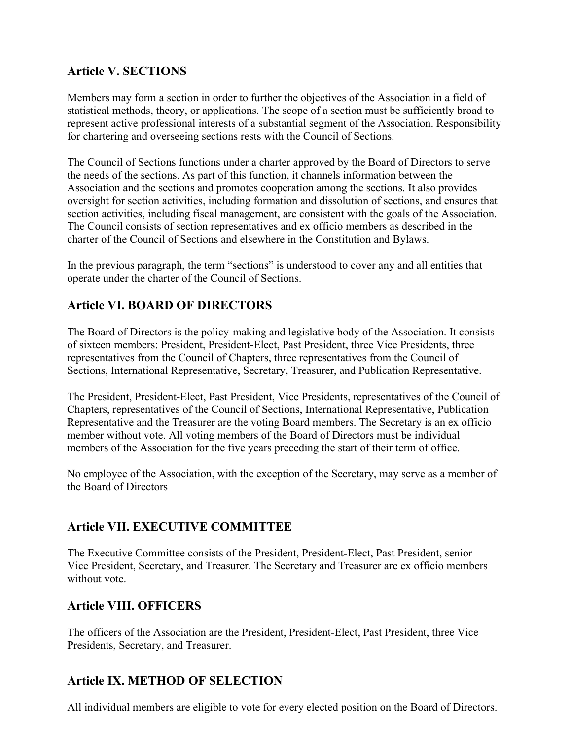## Article V. SECTIONS

Members may form a section in order to further the objectives of the Association in a field of statistical methods, theory, or applications. The scope of a section must be sufficiently broad to represent active professional interests of a substantial segment of the Association. Responsibility for chartering and overseeing sections rests with the Council of Sections.

The Council of Sections functions under a charter approved by the Board of Directors to serve the needs of the sections. As part of this function, it channels information between the Association and the sections and promotes cooperation among the sections. It also provides oversight for section activities, including formation and dissolution of sections, and ensures that section activities, including fiscal management, are consistent with the goals of the Association. The Council consists of section representatives and ex officio members as described in the charter of the Council of Sections and elsewhere in the Constitution and Bylaws.

In the previous paragraph, the term "sections" is understood to cover any and all entities that operate under the charter of the Council of Sections.

## Article VI. BOARD OF DIRECTORS

The Board of Directors is the policy-making and legislative body of the Association. It consists of sixteen members: President, President-Elect, Past President, three Vice Presidents, three representatives from the Council of Chapters, three representatives from the Council of Sections, International Representative, Secretary, Treasurer, and Publication Representative.

The President, President-Elect, Past President, Vice Presidents, representatives of the Council of Chapters, representatives of the Council of Sections, International Representative, Publication Representative and the Treasurer are the voting Board members. The Secretary is an ex officio member without vote. All voting members of the Board of Directors must be individual members of the Association for the five years preceding the start of their term of office.

No employee of the Association, with the exception of the Secretary, may serve as a member of the Board of Directors

## Article VII. EXECUTIVE COMMITTEE

The Executive Committee consists of the President, President-Elect, Past President, senior Vice President, Secretary, and Treasurer. The Secretary and Treasurer are ex officio members without vote.

## Article VIII. OFFICERS

The officers of the Association are the President, President-Elect, Past President, three Vice Presidents, Secretary, and Treasurer.

## Article IX. METHOD OF SELECTION

All individual members are eligible to vote for every elected position on the Board of Directors.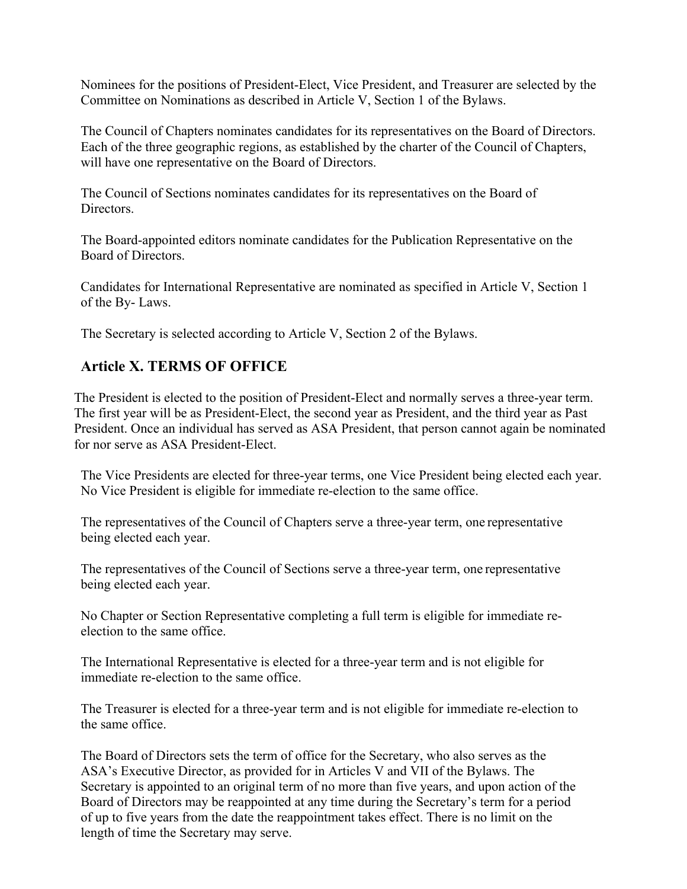Nominees for the positions of President-Elect, Vice President, and Treasurer are selected by the Committee on Nominations as described in Article V, Section 1 of the Bylaws.

The Council of Chapters nominates candidates for its representatives on the Board of Directors. Each of the three geographic regions, as established by the charter of the Council of Chapters, will have one representative on the Board of Directors.

The Council of Sections nominates candidates for its representatives on the Board of Directors.

The Board-appointed editors nominate candidates for the Publication Representative on the Board of Directors.

Candidates for International Representative are nominated as specified in Article V, Section 1 of the By- Laws.

The Secretary is selected according to Article V, Section 2 of the Bylaws.

## Article X. TERMS OF OFFICE

The President is elected to the position of President-Elect and normally serves a three-year term. The first year will be as President-Elect, the second year as President, and the third year as Past President. Once an individual has served as ASA President, that person cannot again be nominated for nor serve as ASA President-Elect.

The Vice Presidents are elected for three-year terms, one Vice President being elected each year. No Vice President is eligible for immediate re-election to the same office.

The representatives of the Council of Chapters serve a three-year term, one representative being elected each year.

The representatives of the Council of Sections serve a three-year term, one representative being elected each year.

No Chapter or Section Representative completing a full term is eligible for immediate re-election to the same office.

The International Representative is elected for a three-year term and is not eligible for immediate re-election to the same office.

The Treasurer is elected for a three-year term and is not eligible for immediate re-election to the same office.

The Board of Directors sets the term of office for the Secretary, who also serves as the ASA's Executive Director, as provided for in Articles V and VII of the Bylaws. The Secretary is appointed to an original term of no more than five years, and upon action of the Board of Directors may be reappointed at any time during the Secretary's term for a period of up to five years from the date the reappointment takes effect. There is no limit on the length of time the Secretary may serve.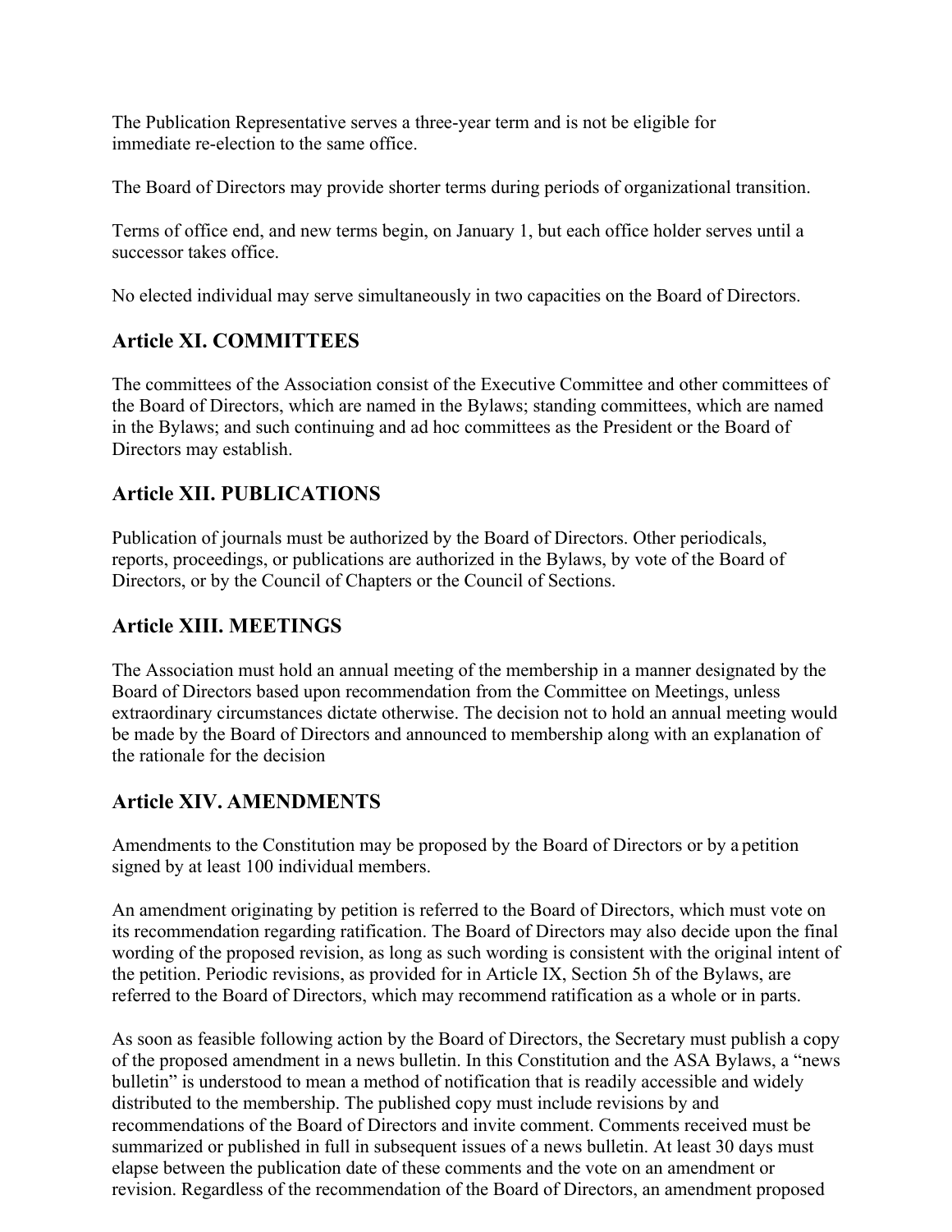The Publication Representative serves a three-year term and is not be eligible for immediate re-election to the same office.

The Board of Directors may provide shorter terms during periods of organizational transition.

Terms of office end, and new terms begin, on January 1, but each office holder serves until a successor takes office.

No elected individual may serve simultaneously in two capacities on the Board of Directors.

## Article XI. COMMITTEES

The committees of the Association consist of the Executive Committee and other committees of the Board of Directors, which are named in the Bylaws; standing committees, which are named in the Bylaws; and such continuing and ad hoc committees as the President or the Board of Directors may establish.

## Article XII. PUBLICATIONS

Publication of journals must be authorized by the Board of Directors. Other periodicals, reports, proceedings, or publications are authorized in the Bylaws, by vote of the Board of Directors, or by the Council of Chapters or the Council of Sections.

## Article XIII. MEETINGS

The Association must hold an annual meeting of the membership in a manner designated by the Board of Directors based upon recommendation from the Committee on Meetings, unless extraordinary circumstances dictate otherwise. The decision not to hold an annual meeting would be made by the Board of Directors and announced to membership along with an explanation of the rationale for the decision

## Article XIV. AMENDMENTS

Amendments to the Constitution may be proposed by the Board of Directors or by a petition signed by at least 100 individual members.

An amendment originating by petition is referred to the Board of Directors, which must vote on its recommendation regarding ratification. The Board of Directors may also decide upon the final wording of the proposed revision, as long as such wording is consistent with the original intent of the petition. Periodic revisions, as provided for in Article IX, Section 5h of the Bylaws, are referred to the Board of Directors, which may recommend ratification as a whole or in parts.

As soon as feasible following action by the Board of Directors, the Secretary must publish a copy of the proposed amendment in a news bulletin. In this Constitution and the ASA Bylaws, a "news bulletin" is understood to mean a method of notification that is readily accessible and widely distributed to the membership. The published copy must include revisions by and recommendations of the Board of Directors and invite comment. Comments received must be summarized or published in full in subsequent issues of a news bulletin. At least 30 days must elapse between the publication date of these comments and the vote on an amendment or revision. Regardless of the recommendation of the Board of Directors, an amendment proposed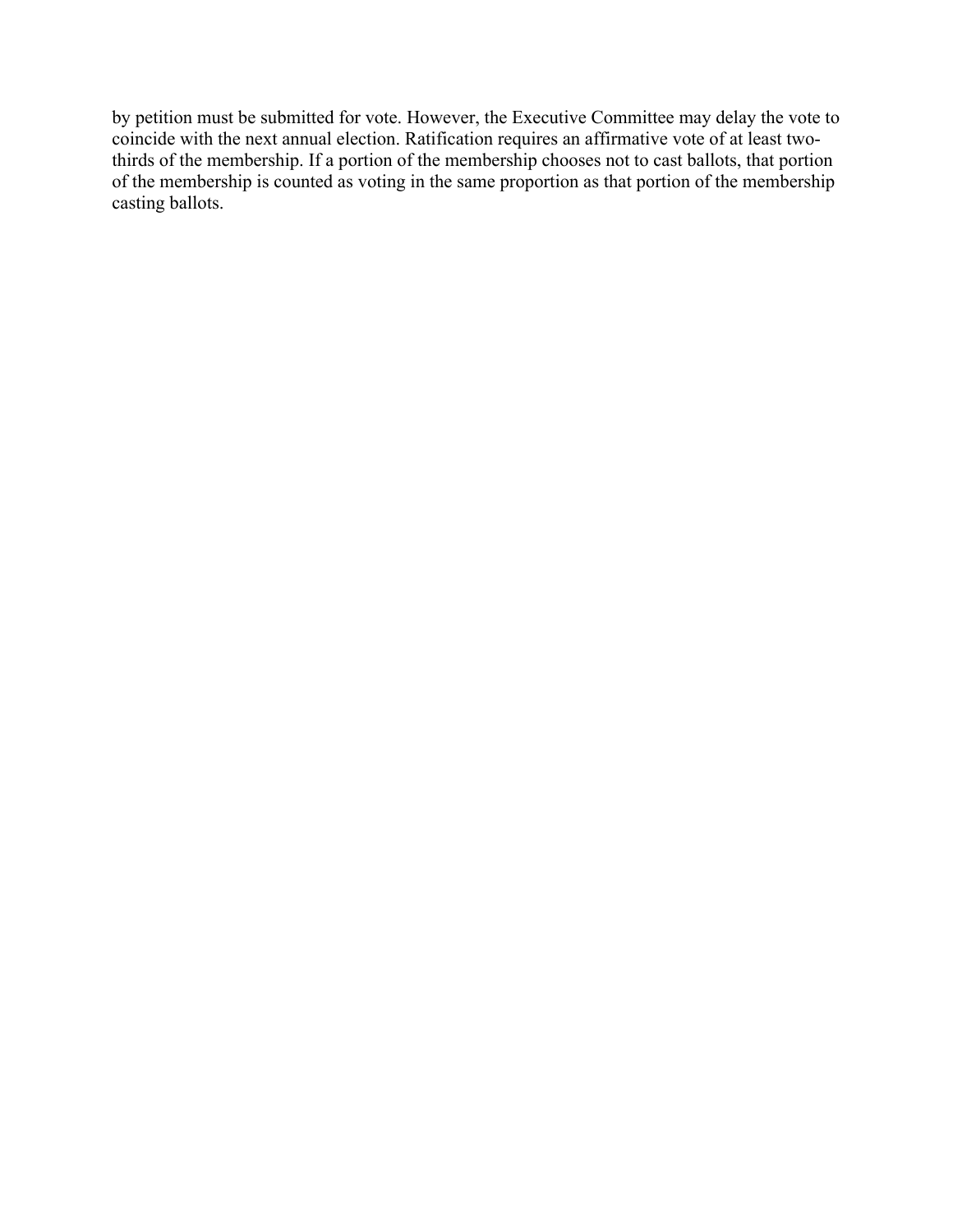by petition must be submitted for vote. However, the Executive Committee may delay the vote to coincide with the next annual election. Ratification requires an affirmative vote of at least two-thirds of the membership. If a portion of the membership chooses not to cast ballots, that portion of the membership is counted as voting in the same proportion as that portion of the membership casting ballots.